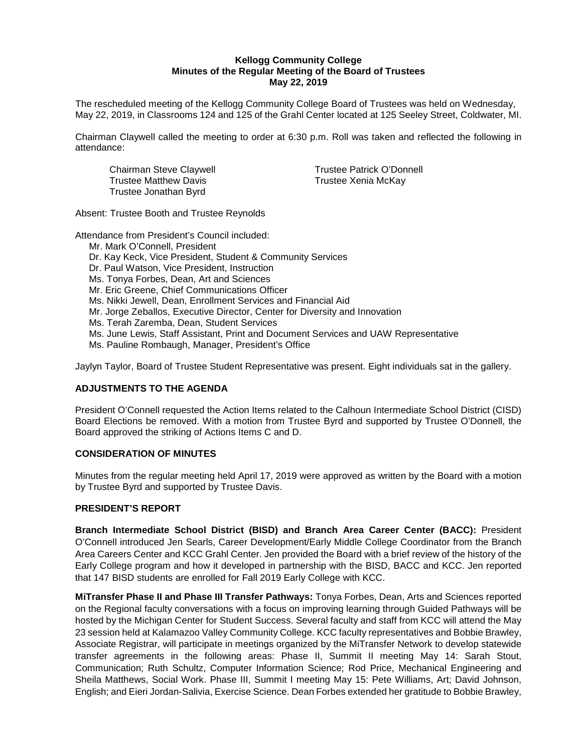**Kellogg Community College**
**Minutes of the Regular Meeting of the Board of Trustees**
**May 22, 2019**

The rescheduled meeting of the Kellogg Community College Board of Trustees was held on Wednesday, May 22, 2019, in Classrooms 124 and 125 of the Grahl Center located at 125 Seeley Street, Coldwater, MI.

Chairman Claywell called the meeting to order at 6:30 p.m. Roll was taken and reflected the following in attendance:

Chairman Steve Claywell
Trustee Matthew Davis
Trustee Jonathan Byrd
Trustee Patrick O'Donnell
Trustee Xenia McKay

Absent: Trustee Booth and Trustee Reynolds

Attendance from President's Council included:

Mr. Mark O'Connell, President
Dr. Kay Keck, Vice President, Student & Community Services
Dr. Paul Watson, Vice President, Instruction
Ms. Tonya Forbes, Dean, Art and Sciences
Mr. Eric Greene, Chief Communications Officer
Ms. Nikki Jewell, Dean, Enrollment Services and Financial Aid
Mr. Jorge Zeballos, Executive Director, Center for Diversity and Innovation
Ms. Terah Zaremba, Dean, Student Services
Ms. June Lewis, Staff Assistant, Print and Document Services and UAW Representative
Ms. Pauline Rombaugh, Manager, President's Office

Jaylyn Taylor, Board of Trustee Student Representative was present. Eight individuals sat in the gallery.

## ADJUSTMENTS TO THE AGENDA

President O'Connell requested the Action Items related to the Calhoun Intermediate School District (CISD) Board Elections be removed. With a motion from Trustee Byrd and supported by Trustee O'Donnell, the Board approved the striking of Actions Items C and D.

## CONSIDERATION OF MINUTES

Minutes from the regular meeting held April 17, 2019 were approved as written by the Board with a motion by Trustee Byrd and supported by Trustee Davis.

## PRESIDENT'S REPORT

**Branch Intermediate School District (BISD) and Branch Area Career Center (BACC):** President O'Connell introduced Jen Searls, Career Development/Early Middle College Coordinator from the Branch Area Careers Center and KCC Grahl Center. Jen provided the Board with a brief review of the history of the Early College program and how it developed in partnership with the BISD, BACC and KCC. Jen reported that 147 BISD students are enrolled for Fall 2019 Early College with KCC.

**MiTransfer Phase II and Phase III Transfer Pathways:** Tonya Forbes, Dean, Arts and Sciences reported on the Regional faculty conversations with a focus on improving learning through Guided Pathways will be hosted by the Michigan Center for Student Success. Several faculty and staff from KCC will attend the May 23 session held at Kalamazoo Valley Community College. KCC faculty representatives and Bobbie Brawley, Associate Registrar, will participate in meetings organized by the MiTransfer Network to develop statewide transfer agreements in the following areas: Phase II, Summit II meeting May 14: Sarah Stout, Communication; Ruth Schultz, Computer Information Science; Rod Price, Mechanical Engineering and Sheila Matthews, Social Work. Phase III, Summit I meeting May 15: Pete Williams, Art; David Johnson, English; and Eieri Jordan-Salivia, Exercise Science. Dean Forbes extended her gratitude to Bobbie Brawley,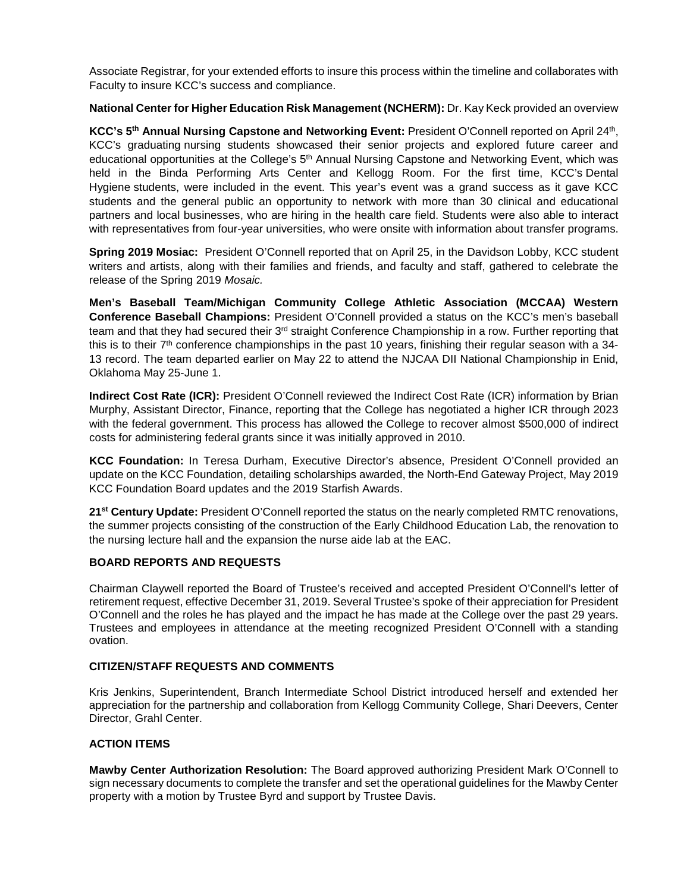Associate Registrar, for your extended efforts to insure this process within the timeline and collaborates with Faculty to insure KCC's success and compliance.

**National Center for Higher Education Risk Management (NCHERM):** Dr. Kay Keck provided an overview

**KCC's 5th Annual Nursing Capstone and Networking Event:** President O'Connell reported on April 24th, KCC's graduating nursing students showcased their senior projects and explored future career and educational opportunities at the College's 5th Annual Nursing Capstone and Networking Event, which was held in the Binda Performing Arts Center and Kellogg Room. For the first time, KCC's Dental Hygiene students, were included in the event. This year's event was a grand success as it gave KCC students and the general public an opportunity to network with more than 30 clinical and educational partners and local businesses, who are hiring in the health care field. Students were also able to interact with representatives from four-year universities, who were onsite with information about transfer programs.

**Spring 2019 Mosiac:** President O'Connell reported that on April 25, in the Davidson Lobby, KCC student writers and artists, along with their families and friends, and faculty and staff, gathered to celebrate the release of the Spring 2019 *Mosaic.*

**Men's Baseball Team/Michigan Community College Athletic Association (MCCAA) Western Conference Baseball Champions:** President O'Connell provided a status on the KCC's men's baseball team and that they had secured their 3rd straight Conference Championship in a row. Further reporting that this is to their 7th conference championships in the past 10 years, finishing their regular season with a 34-13 record. The team departed earlier on May 22 to attend the NJCAA DII National Championship in Enid, Oklahoma May 25-June 1.

**Indirect Cost Rate (ICR):** President O'Connell reviewed the Indirect Cost Rate (ICR) information by Brian Murphy, Assistant Director, Finance, reporting that the College has negotiated a higher ICR through 2023 with the federal government. This process has allowed the College to recover almost $500,000 of indirect costs for administering federal grants since it was initially approved in 2010.

**KCC Foundation:** In Teresa Durham, Executive Director's absence, President O'Connell provided an update on the KCC Foundation, detailing scholarships awarded, the North-End Gateway Project, May 2019 KCC Foundation Board updates and the 2019 Starfish Awards.

**21st Century Update:** President O'Connell reported the status on the nearly completed RMTC renovations, the summer projects consisting of the construction of the Early Childhood Education Lab, the renovation to the nursing lecture hall and the expansion the nurse aide lab at the EAC.

## BOARD REPORTS AND REQUESTS

Chairman Claywell reported the Board of Trustee's received and accepted President O'Connell's letter of retirement request, effective December 31, 2019. Several Trustee's spoke of their appreciation for President O'Connell and the roles he has played and the impact he has made at the College over the past 29 years. Trustees and employees in attendance at the meeting recognized President O'Connell with a standing ovation.

## CITIZEN/STAFF REQUESTS AND COMMENTS

Kris Jenkins, Superintendent, Branch Intermediate School District introduced herself and extended her appreciation for the partnership and collaboration from Kellogg Community College, Shari Deevers, Center Director, Grahl Center.

## ACTION ITEMS

**Mawby Center Authorization Resolution:** The Board approved authorizing President Mark O'Connell to sign necessary documents to complete the transfer and set the operational guidelines for the Mawby Center property with a motion by Trustee Byrd and support by Trustee Davis.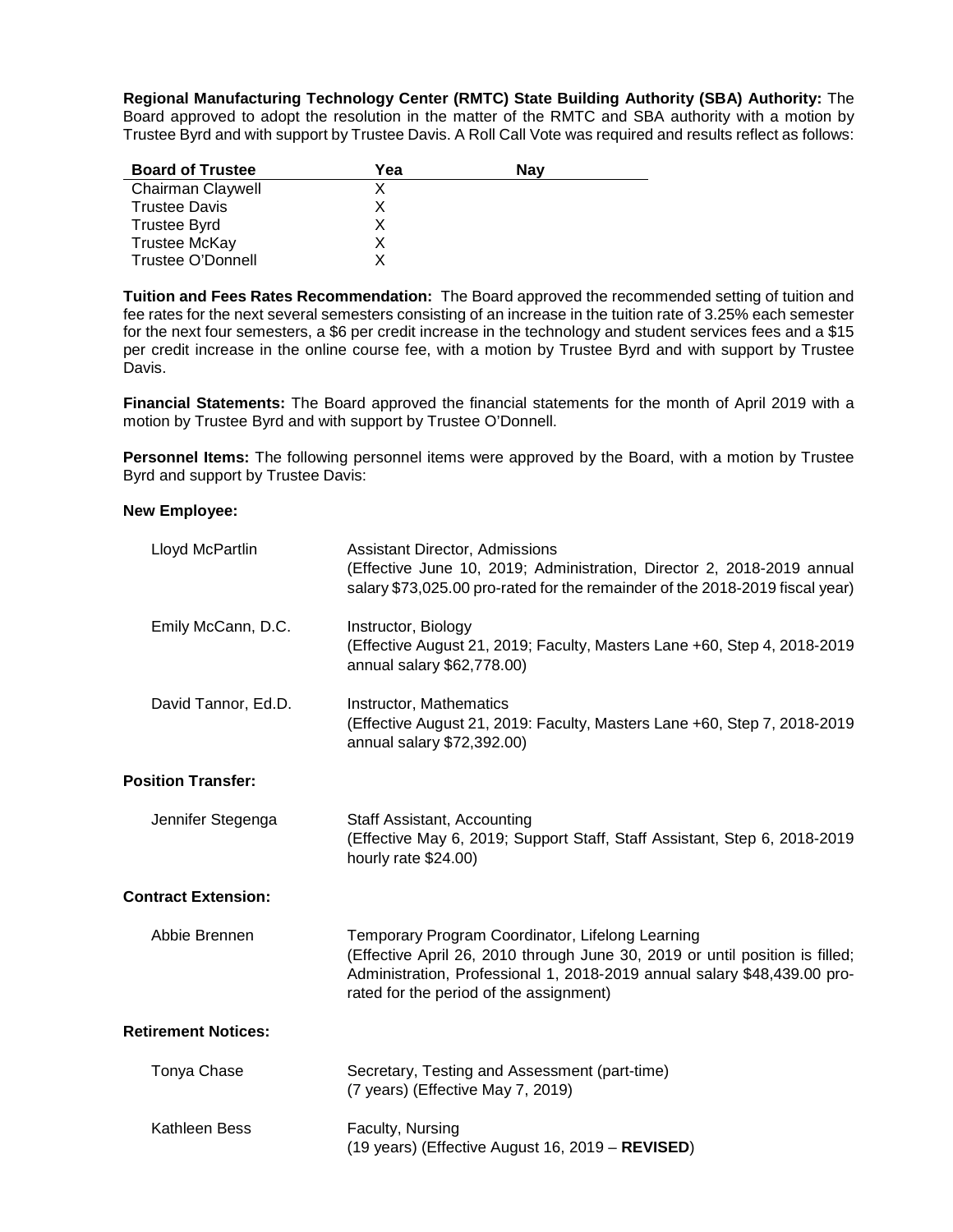**Regional Manufacturing Technology Center (RMTC) State Building Authority (SBA) Authority:** The Board approved to adopt the resolution in the matter of the RMTC and SBA authority with a motion by Trustee Byrd and with support by Trustee Davis. A Roll Call Vote was required and results reflect as follows:

| Board of Trustee | Yea | Nay |
|---|---|---|
| Chairman Claywell | X | |
| Trustee Davis | X | |
| Trustee Byrd | X | |
| Trustee McKay | X | |
| Trustee O'Donnell | X | |

**Tuition and Fees Rates Recommendation:** The Board approved the recommended setting of tuition and fee rates for the next several semesters consisting of an increase in the tuition rate of 3.25% each semester for the next four semesters, a $6 per credit increase in the technology and student services fees and a $15 per credit increase in the online course fee, with a motion by Trustee Byrd and with support by Trustee Davis.

**Financial Statements:** The Board approved the financial statements for the month of April 2019 with a motion by Trustee Byrd and with support by Trustee O'Donnell.

**Personnel Items:** The following personnel items were approved by the Board, with a motion by Trustee Byrd and support by Trustee Davis:

**New Employee:**

Lloyd McPartlin — Assistant Director, Admissions
(Effective June 10, 2019; Administration, Director 2, 2018-2019 annual salary $73,025.00 pro-rated for the remainder of the 2018-2019 fiscal year)

Emily McCann, D.C. — Instructor, Biology
(Effective August 21, 2019; Faculty, Masters Lane +60, Step 4, 2018-2019 annual salary $62,778.00)

David Tannor, Ed.D. — Instructor, Mathematics
(Effective August 21, 2019: Faculty, Masters Lane +60, Step 7, 2018-2019 annual salary $72,392.00)

**Position Transfer:**

Jennifer Stegenga — Staff Assistant, Accounting
(Effective May 6, 2019; Support Staff, Staff Assistant, Step 6, 2018-2019 hourly rate $24.00)

**Contract Extension:**

Abbie Brennen — Temporary Program Coordinator, Lifelong Learning
(Effective April 26, 2010 through June 30, 2019 or until position is filled; Administration, Professional 1, 2018-2019 annual salary $48,439.00 pro-rated for the period of the assignment)

**Retirement Notices:**

Tonya Chase — Secretary, Testing and Assessment (part-time)
(7 years) (Effective May 7, 2019)

Kathleen Bess — Faculty, Nursing
(19 years) (Effective August 16, 2019 – **REVISED**)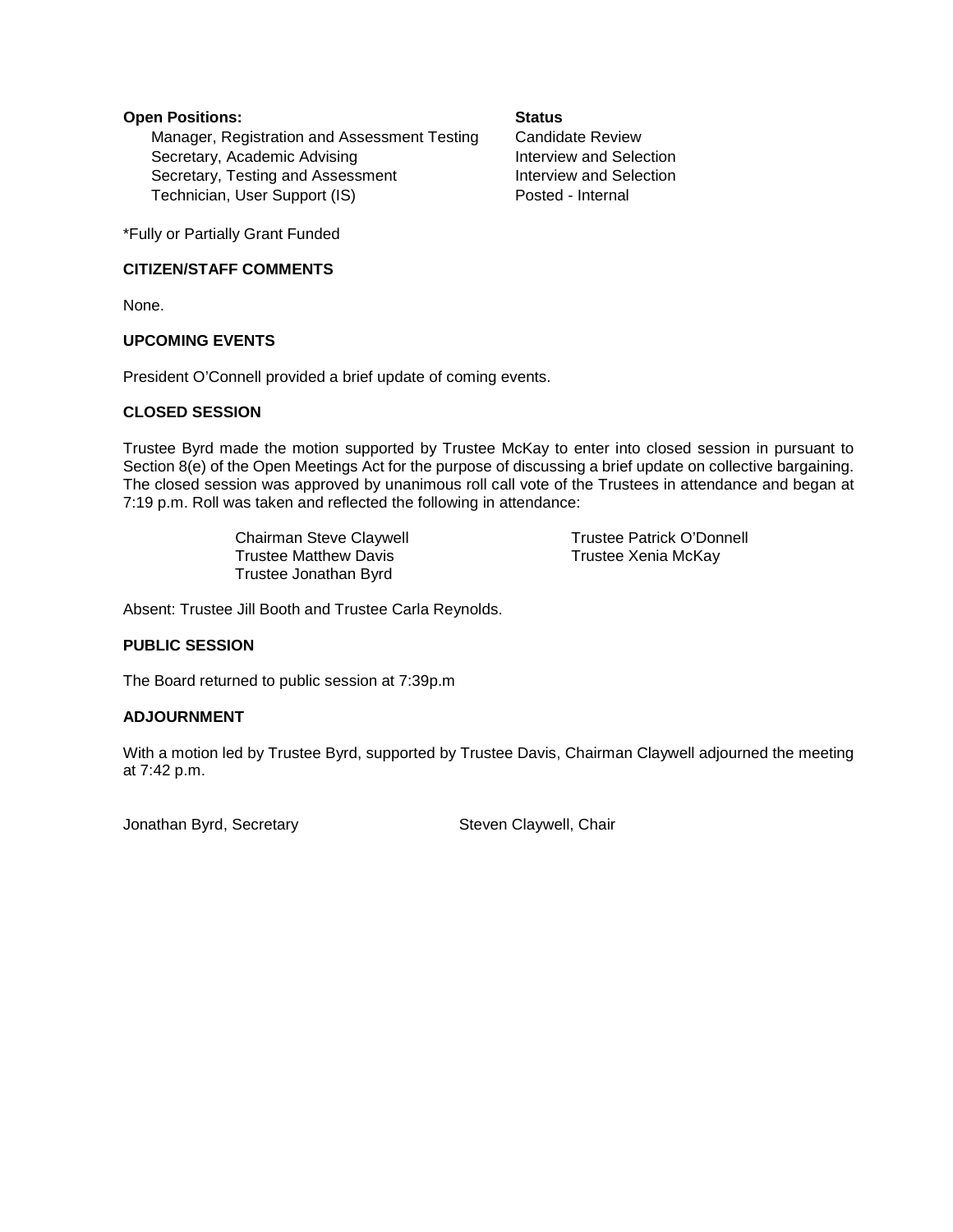| **Open Positions:** | **Status** |
| --- | --- |
| Manager, Registration and Assessment Testing | Candidate Review |
| Secretary, Academic Advising | Interview and Selection |
| Secretary, Testing and Assessment | Interview and Selection |
| Technician, User Support (IS) | Posted - Internal |

*Fully or Partially Grant Funded

**CITIZEN/STAFF COMMENTS**

None.

**UPCOMING EVENTS**

President O'Connell provided a brief update of coming events.

**CLOSED SESSION**

Trustee Byrd made the motion supported by Trustee McKay to enter into closed session in pursuant to Section 8(e) of the Open Meetings Act for the purpose of discussing a brief update on collective bargaining. The closed session was approved by unanimous roll call vote of the Trustees in attendance and began at 7:19 p.m. Roll was taken and reflected the following in attendance:

Chairman Steve Claywell
Trustee Matthew Davis
Trustee Jonathan Byrd
Trustee Patrick O'Donnell
Trustee Xenia McKay

Absent: Trustee Jill Booth and Trustee Carla Reynolds.

**PUBLIC SESSION**

The Board returned to public session at 7:39p.m

**ADJOURNMENT**

With a motion led by Trustee Byrd, supported by Trustee Davis, Chairman Claywell adjourned the meeting at 7:42 p.m.

Jonathan Byrd, Secretary

Steven Claywell, Chair